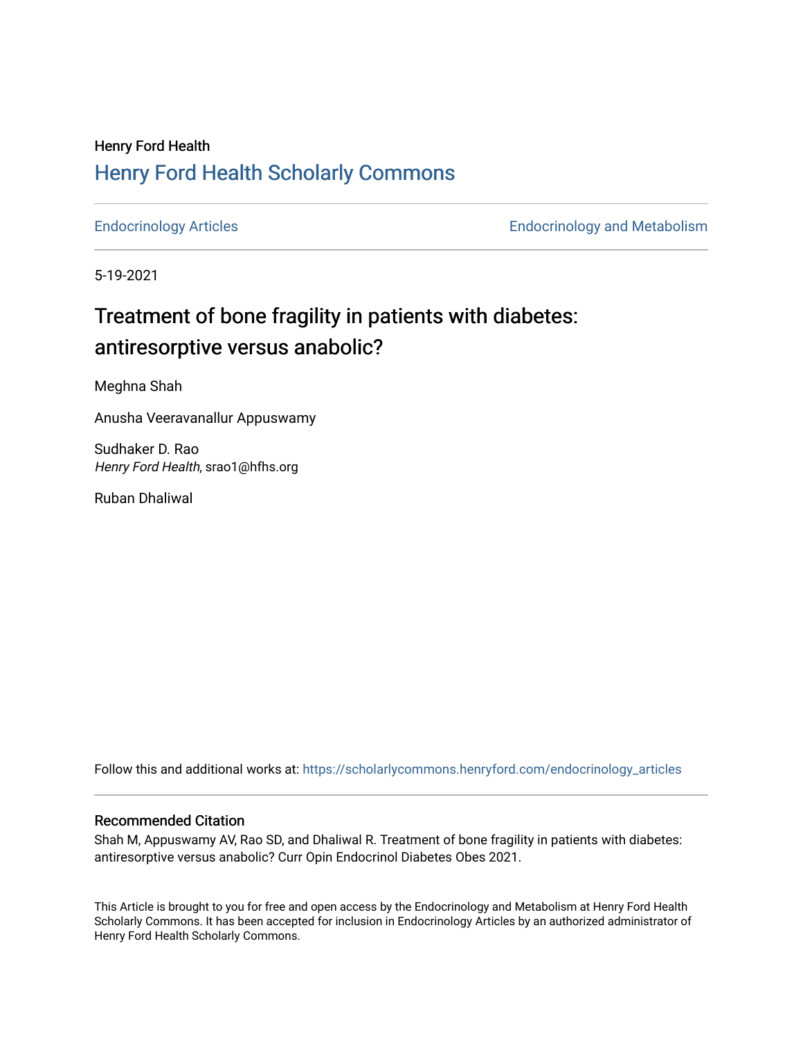Henry Ford Health

# Henry Ford Health Scholarly Commons

Endocrinology Articles | Endocrinology and Metabolism

5-19-2021

## Treatment of bone fragility in patients with diabetes: antiresorptive versus anabolic?

Meghna Shah

Anusha Veeravanallur Appuswamy

Sudhaker D. Rao
*Henry Ford Health*, srao1@hfhs.org

Ruban Dhaliwal

Follow this and additional works at: https://scholarlycommons.henryford.com/endocrinology_articles

### Recommended Citation

Shah M, Appuswamy AV, Rao SD, and Dhaliwal R. Treatment of bone fragility in patients with diabetes: antiresorptive versus anabolic? Curr Opin Endocrinol Diabetes Obes 2021.

This Article is brought to you for free and open access by the Endocrinology and Metabolism at Henry Ford Health Scholarly Commons. It has been accepted for inclusion in Endocrinology Articles by an authorized administrator of Henry Ford Health Scholarly Commons.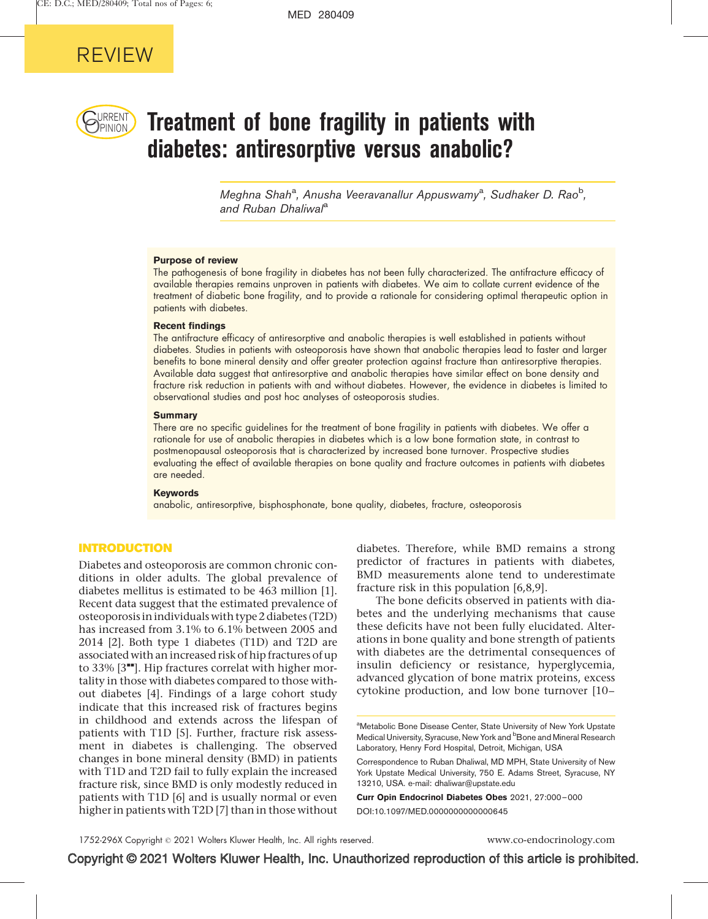REVIEW

# Treatment of bone fragility in patients with diabetes: antiresorptive versus anabolic?

*Meghna Shah[a], Anusha Veeravanallur Appuswamy[a], Sudhaker D. Rao[b], and Ruban Dhaliwal[a]*

### Purpose of review

The pathogenesis of bone fragility in diabetes has not been fully characterized. The antifracture efficacy of available therapies remains unproven in patients with diabetes. We aim to collate current evidence of the treatment of diabetic bone fragility, and to provide a rationale for considering optimal therapeutic option in patients with diabetes.

### Recent findings

The antifracture efficacy of antiresorptive and anabolic therapies is well established in patients without diabetes. Studies in patients with osteoporosis have shown that anabolic therapies lead to faster and larger benefits to bone mineral density and offer greater protection against fracture than antiresorptive therapies. Available data suggest that antiresorptive and anabolic therapies have similar effect on bone density and fracture risk reduction in patients with and without diabetes. However, the evidence in diabetes is limited to observational studies and post hoc analyses of osteoporosis studies.

### Summary

There are no specific guidelines for the treatment of bone fragility in patients with diabetes. We offer a rationale for use of anabolic therapies in diabetes which is a low bone formation state, in contrast to postmenopausal osteoporosis that is characterized by increased bone turnover. Prospective studies evaluating the effect of available therapies on bone quality and fracture outcomes in patients with diabetes are needed.

### Keywords

anabolic, antiresorptive, bisphosphonate, bone quality, diabetes, fracture, osteoporosis

## INTRODUCTION

Diabetes and osteoporosis are common chronic conditions in older adults. The global prevalence of diabetes mellitus is estimated to be 463 million [1]. Recent data suggest that the estimated prevalence of osteoporosis in individuals with type 2 diabetes (T2D) has increased from 3.1% to 6.1% between 2005 and 2014 [2]. Both type 1 diabetes (T1D) and T2D are associated with an increased risk of hip fractures of up to 33% [3▪▪]. Hip fractures correlat with higher mortality in those with diabetes compared to those without diabetes [4]. Findings of a large cohort study indicate that this increased risk of fractures begins in childhood and extends across the lifespan of patients with T1D [5]. Further, fracture risk assessment in diabetes is challenging. The observed changes in bone mineral density (BMD) in patients with T1D and T2D fail to fully explain the increased fracture risk, since BMD is only modestly reduced in patients with T1D [6] and is usually normal or even higher in patients with T2D [7] than in those without diabetes. Therefore, while BMD remains a strong predictor of fractures in patients with diabetes, BMD measurements alone tend to underestimate fracture risk in this population [6,8,9].

The bone deficits observed in patients with diabetes and the underlying mechanisms that cause these deficits have not been fully elucidated. Alterations in bone quality and bone strength of patients with diabetes are the detrimental consequences of insulin deficiency or resistance, hyperglycemia, advanced glycation of bone matrix proteins, excess cytokine production, and low bone turnover [10–

[a]Metabolic Bone Disease Center, State University of New York Upstate Medical University, Syracuse, New York and [b]Bone and Mineral Research Laboratory, Henry Ford Hospital, Detroit, Michigan, USA

Correspondence to Ruban Dhaliwal, MD MPH, State University of New York Upstate Medical University, 750 E. Adams Street, Syracuse, NY 13210, USA. e-mail: dhaliwar@upstate.edu

Curr Opin Endocrinol Diabetes Obes 2021, 27:000–000

DOI:10.1097/MED.0000000000000645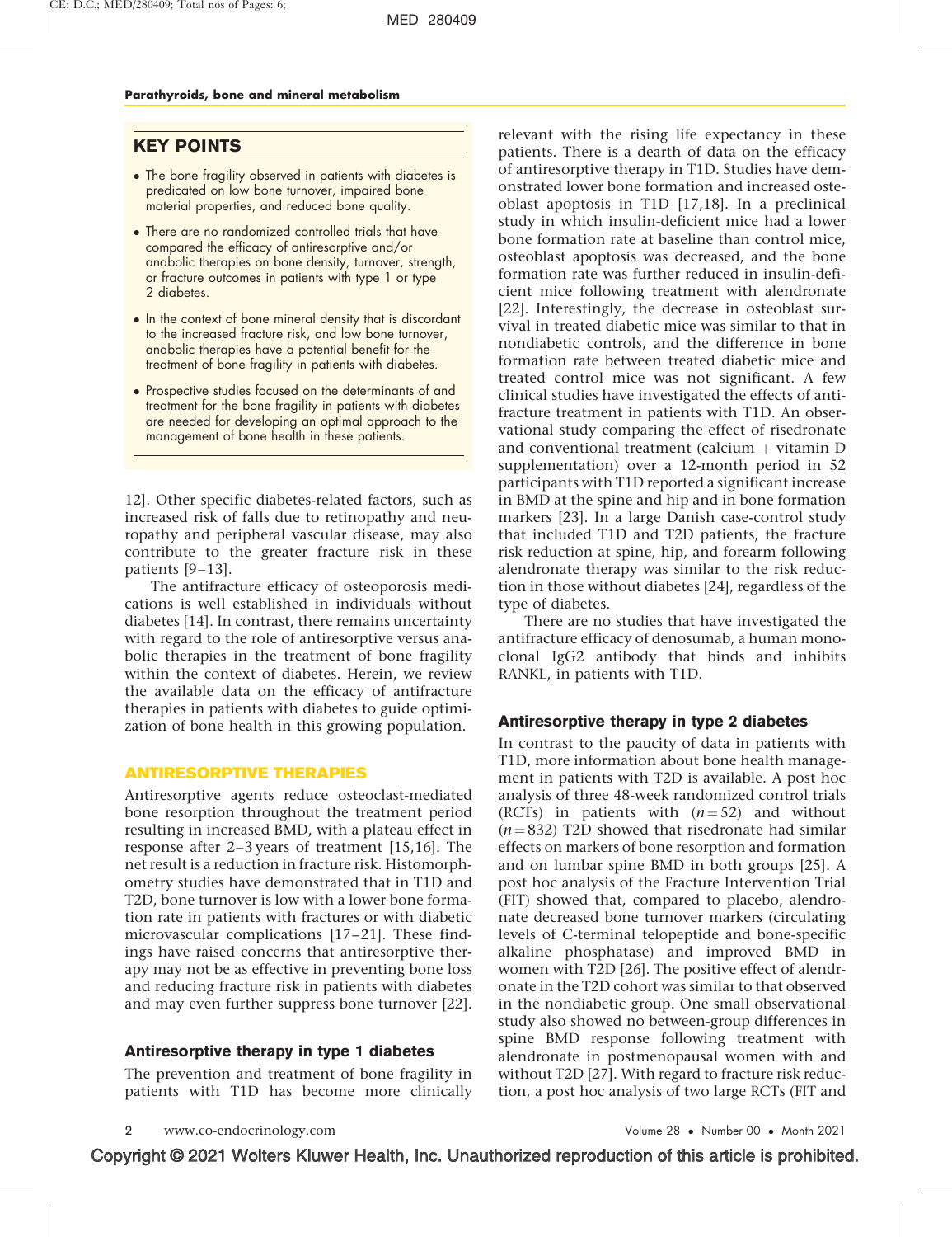## KEY POINTS

- The bone fragility observed in patients with diabetes is predicated on low bone turnover, impaired bone material properties, and reduced bone quality.
- There are no randomized controlled trials that have compared the efficacy of antiresorptive and/or anabolic therapies on bone density, turnover, strength, or fracture outcomes in patients with type 1 or type 2 diabetes.
- In the context of bone mineral density that is discordant to the increased fracture risk, and low bone turnover, anabolic therapies have a potential benefit for the treatment of bone fragility in patients with diabetes.
- Prospective studies focused on the determinants of and treatment for the bone fragility in patients with diabetes are needed for developing an optimal approach to the management of bone health in these patients.

12]. Other specific diabetes-related factors, such as increased risk of falls due to retinopathy and neuropathy and peripheral vascular disease, may also contribute to the greater fracture risk in these patients [9–13].

The antifracture efficacy of osteoporosis medications is well established in individuals without diabetes [14]. In contrast, there remains uncertainty with regard to the role of antiresorptive versus anabolic therapies in the treatment of bone fragility within the context of diabetes. Herein, we review the available data on the efficacy of antifracture therapies in patients with diabetes to guide optimization of bone health in this growing population.

## ANTIRESORPTIVE THERAPIES

Antiresorptive agents reduce osteoclast-mediated bone resorption throughout the treatment period resulting in increased BMD, with a plateau effect in response after 2–3 years of treatment [15,16]. The net result is a reduction in fracture risk. Histomorphometry studies have demonstrated that in T1D and T2D, bone turnover is low with a lower bone formation rate in patients with fractures or with diabetic microvascular complications [17–21]. These findings have raised concerns that antiresorptive therapy may not be as effective in preventing bone loss and reducing fracture risk in patients with diabetes and may even further suppress bone turnover [22].

### Antiresorptive therapy in type 1 diabetes

The prevention and treatment of bone fragility in patients with T1D has become more clinically relevant with the rising life expectancy in these patients. There is a dearth of data on the efficacy of antiresorptive therapy in T1D. Studies have demonstrated lower bone formation and increased osteoblast apoptosis in T1D [17,18]. In a preclinical study in which insulin-deficient mice had a lower bone formation rate at baseline than control mice, osteoblast apoptosis was decreased, and the bone formation rate was further reduced in insulin-deficient mice following treatment with alendronate [22]. Interestingly, the decrease in osteoblast survival in treated diabetic mice was similar to that in nondiabetic controls, and the difference in bone formation rate between treated diabetic mice and treated control mice was not significant. A few clinical studies have investigated the effects of antifracture treatment in patients with T1D. An observational study comparing the effect of risedronate and conventional treatment (calcium + vitamin D supplementation) over a 12-month period in 52 participants with T1D reported a significant increase in BMD at the spine and hip and in bone formation markers [23]. In a large Danish case-control study that included T1D and T2D patients, the fracture risk reduction at spine, hip, and forearm following alendronate therapy was similar to the risk reduction in those without diabetes [24], regardless of the type of diabetes.

There are no studies that have investigated the antifracture efficacy of denosumab, a human monoclonal IgG2 antibody that binds and inhibits RANKL, in patients with T1D.

### Antiresorptive therapy in type 2 diabetes

In contrast to the paucity of data in patients with T1D, more information about bone health management in patients with T2D is available. A post hoc analysis of three 48-week randomized control trials (RCTs) in patients with ($n = 52$) and without ($n = 832$) T2D showed that risedronate had similar effects on markers of bone resorption and formation and on lumbar spine BMD in both groups [25]. A post hoc analysis of the Fracture Intervention Trial (FIT) showed that, compared to placebo, alendronate decreased bone turnover markers (circulating levels of C-terminal telopeptide and bone-specific alkaline phosphatase) and improved BMD in women with T2D [26]. The positive effect of alendronate in the T2D cohort was similar to that observed in the nondiabetic group. One small observational study also showed no between-group differences in spine BMD response following treatment with alendronate in postmenopausal women with and without T2D [27]. With regard to fracture risk reduction, a post hoc analysis of two large RCTs (FIT and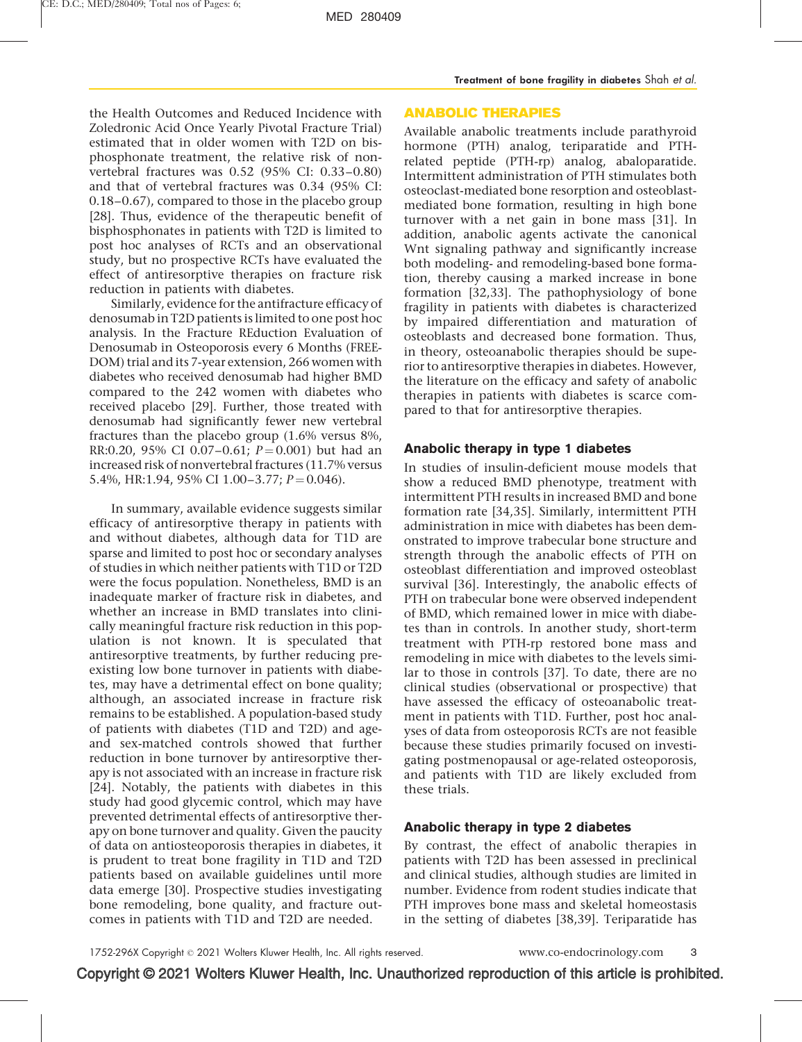the Health Outcomes and Reduced Incidence with Zoledronic Acid Once Yearly Pivotal Fracture Trial) estimated that in older women with T2D on bisphosphonate treatment, the relative risk of nonvertebral fractures was 0.52 (95% CI: 0.33–0.80) and that of vertebral fractures was 0.34 (95% CI: 0.18–0.67), compared to those in the placebo group [28]. Thus, evidence of the therapeutic benefit of bisphosphonates in patients with T2D is limited to post hoc analyses of RCTs and an observational study, but no prospective RCTs have evaluated the effect of antiresorptive therapies on fracture risk reduction in patients with diabetes.

Similarly, evidence for the antifracture efficacy of denosumab in T2D patients is limited to one post hoc analysis. In the Fracture REduction Evaluation of Denosumab in Osteoporosis every 6 Months (FREEDOM) trial and its 7-year extension, 266 women with diabetes who received denosumab had higher BMD compared to the 242 women with diabetes who received placebo [29]. Further, those treated with denosumab had significantly fewer new vertebral fractures than the placebo group (1.6% versus 8%, RR:0.20, 95% CI 0.07–0.61; $P=0.001$) but had an increased risk of nonvertebral fractures (11.7% versus 5.4%, HR:1.94, 95% CI 1.00–3.77; $P=0.046$).

In summary, available evidence suggests similar efficacy of antiresorptive therapy in patients with and without diabetes, although data for T1D are sparse and limited to post hoc or secondary analyses of studies in which neither patients with T1D or T2D were the focus population. Nonetheless, BMD is an inadequate marker of fracture risk in diabetes, and whether an increase in BMD translates into clinically meaningful fracture risk reduction in this population is not known. It is speculated that antiresorptive treatments, by further reducing preexisting low bone turnover in patients with diabetes, may have a detrimental effect on bone quality; although, an associated increase in fracture risk remains to be established. A population-based study of patients with diabetes (T1D and T2D) and age- and sex-matched controls showed that further reduction in bone turnover by antiresorptive therapy is not associated with an increase in fracture risk [24]. Notably, the patients with diabetes in this study had good glycemic control, which may have prevented detrimental effects of antiresorptive therapy on bone turnover and quality. Given the paucity of data on antiosteoporosis therapies in diabetes, it is prudent to treat bone fragility in T1D and T2D patients based on available guidelines until more data emerge [30]. Prospective studies investigating bone remodeling, bone quality, and fracture outcomes in patients with T1D and T2D are needed.

## ANABOLIC THERAPIES

Available anabolic treatments include parathyroid hormone (PTH) analog, teriparatide and PTH-related peptide (PTH-rp) analog, abaloparatide. Intermittent administration of PTH stimulates both osteoclast-mediated bone resorption and osteoblast-mediated bone formation, resulting in high bone turnover with a net gain in bone mass [31]. In addition, anabolic agents activate the canonical Wnt signaling pathway and significantly increase both modeling- and remodeling-based bone formation, thereby causing a marked increase in bone formation [32,33]. The pathophysiology of bone fragility in patients with diabetes is characterized by impaired differentiation and maturation of osteoblasts and decreased bone formation. Thus, in theory, osteoanabolic therapies should be superior to antiresorptive therapies in diabetes. However, the literature on the efficacy and safety of anabolic therapies in patients with diabetes is scarce compared to that for antiresorptive therapies.

### Anabolic therapy in type 1 diabetes

In studies of insulin-deficient mouse models that show a reduced BMD phenotype, treatment with intermittent PTH results in increased BMD and bone formation rate [34,35]. Similarly, intermittent PTH administration in mice with diabetes has been demonstrated to improve trabecular bone structure and strength through the anabolic effects of PTH on osteoblast differentiation and improved osteoblast survival [36]. Interestingly, the anabolic effects of PTH on trabecular bone were observed independent of BMD, which remained lower in mice with diabetes than in controls. In another study, short-term treatment with PTH-rp restored bone mass and remodeling in mice with diabetes to the levels similar to those in controls [37]. To date, there are no clinical studies (observational or prospective) that have assessed the efficacy of osteoanabolic treatment in patients with T1D. Further, post hoc analyses of data from osteoporosis RCTs are not feasible because these studies primarily focused on investigating postmenopausal or age-related osteoporosis, and patients with T1D are likely excluded from these trials.

### Anabolic therapy in type 2 diabetes

By contrast, the effect of anabolic therapies in patients with T2D has been assessed in preclinical and clinical studies, although studies are limited in number. Evidence from rodent studies indicate that PTH improves bone mass and skeletal homeostasis in the setting of diabetes [38,39]. Teriparatide has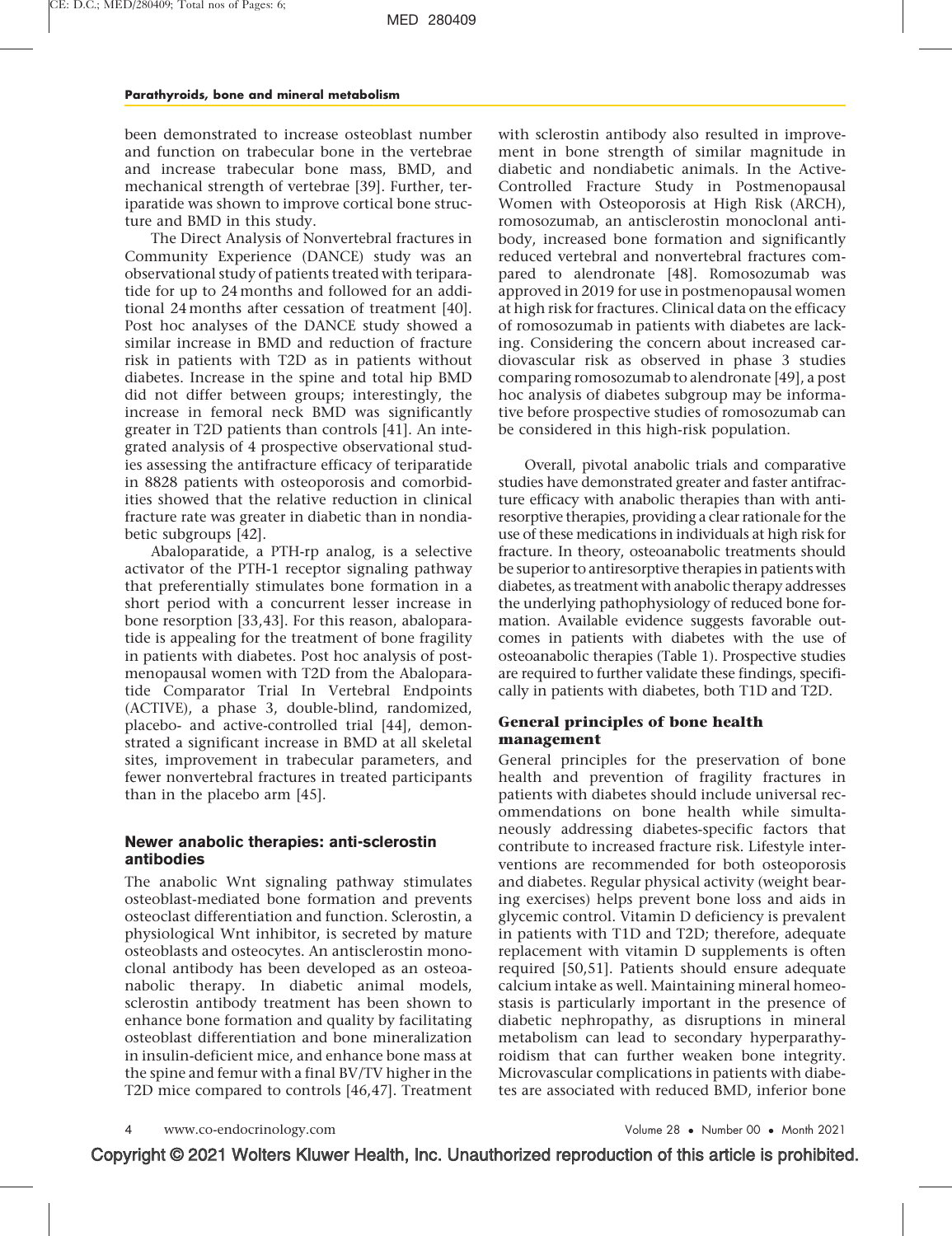been demonstrated to increase osteoblast number and function on trabecular bone in the vertebrae and increase trabecular bone mass, BMD, and mechanical strength of vertebrae [39]. Further, teriparatide was shown to improve cortical bone structure and BMD in this study.

The Direct Analysis of Nonvertebral fractures in Community Experience (DANCE) study was an observational study of patients treated with teriparatide for up to 24 months and followed for an additional 24 months after cessation of treatment [40]. Post hoc analyses of the DANCE study showed a similar increase in BMD and reduction of fracture risk in patients with T2D as in patients without diabetes. Increase in the spine and total hip BMD did not differ between groups; interestingly, the increase in femoral neck BMD was significantly greater in T2D patients than controls [41]. An integrated analysis of 4 prospective observational studies assessing the antifracture efficacy of teriparatide in 8828 patients with osteoporosis and comorbidities showed that the relative reduction in clinical fracture rate was greater in diabetic than in nondiabetic subgroups [42].

Abaloparatide, a PTH-rp analog, is a selective activator of the PTH-1 receptor signaling pathway that preferentially stimulates bone formation in a short period with a concurrent lesser increase in bone resorption [33,43]. For this reason, abaloparatide is appealing for the treatment of bone fragility in patients with diabetes. Post hoc analysis of postmenopausal women with T2D from the Abaloparatide Comparator Trial In Vertebral Endpoints (ACTIVE), a phase 3, double-blind, randomized, placebo- and active-controlled trial [44], demonstrated a significant increase in BMD at all skeletal sites, improvement in trabecular parameters, and fewer nonvertebral fractures in treated participants than in the placebo arm [45].

### Newer anabolic therapies: anti-sclerostin antibodies

The anabolic Wnt signaling pathway stimulates osteoblast-mediated bone formation and prevents osteoclast differentiation and function. Sclerostin, a physiological Wnt inhibitor, is secreted by mature osteoblasts and osteocytes. An antisclerostin monoclonal antibody has been developed as an osteoanabolic therapy. In diabetic animal models, sclerostin antibody treatment has been shown to enhance bone formation and quality by facilitating osteoblast differentiation and bone mineralization in insulin-deficient mice, and enhance bone mass at the spine and femur with a final BV/TV higher in the T2D mice compared to controls [46,47]. Treatment with sclerostin antibody also resulted in improvement in bone strength of similar magnitude in diabetic and nondiabetic animals. In the Active-Controlled Fracture Study in Postmenopausal Women with Osteoporosis at High Risk (ARCH), romosozumab, an antisclerostin monoclonal antibody, increased bone formation and significantly reduced vertebral and nonvertebral fractures compared to alendronate [48]. Romosozumab was approved in 2019 for use in postmenopausal women at high risk for fractures. Clinical data on the efficacy of romosozumab in patients with diabetes are lacking. Considering the concern about increased cardiovascular risk as observed in phase 3 studies comparing romosozumab to alendronate [49], a post hoc analysis of diabetes subgroup may be informative before prospective studies of romosozumab can be considered in this high-risk population.

Overall, pivotal anabolic trials and comparative studies have demonstrated greater and faster antifracture efficacy with anabolic therapies than with antiresorptive therapies, providing a clear rationale for the use of these medications in individuals at high risk for fracture. In theory, osteoanabolic treatments should be superior to antiresorptive therapies in patients with diabetes, as treatment with anabolic therapy addresses the underlying pathophysiology of reduced bone formation. Available evidence suggests favorable outcomes in patients with diabetes with the use of osteoanabolic therapies (Table 1). Prospective studies are required to further validate these findings, specifically in patients with diabetes, both T1D and T2D.

## General principles of bone health management

General principles for the preservation of bone health and prevention of fragility fractures in patients with diabetes should include universal recommendations on bone health while simultaneously addressing diabetes-specific factors that contribute to increased fracture risk. Lifestyle interventions are recommended for both osteoporosis and diabetes. Regular physical activity (weight bearing exercises) helps prevent bone loss and aids in glycemic control. Vitamin D deficiency is prevalent in patients with T1D and T2D; therefore, adequate replacement with vitamin D supplements is often required [50,51]. Patients should ensure adequate calcium intake as well. Maintaining mineral homeostasis is particularly important in the presence of diabetic nephropathy, as disruptions in mineral metabolism can lead to secondary hyperparathyroidism that can further weaken bone integrity. Microvascular complications in patients with diabetes are associated with reduced BMD, inferior bone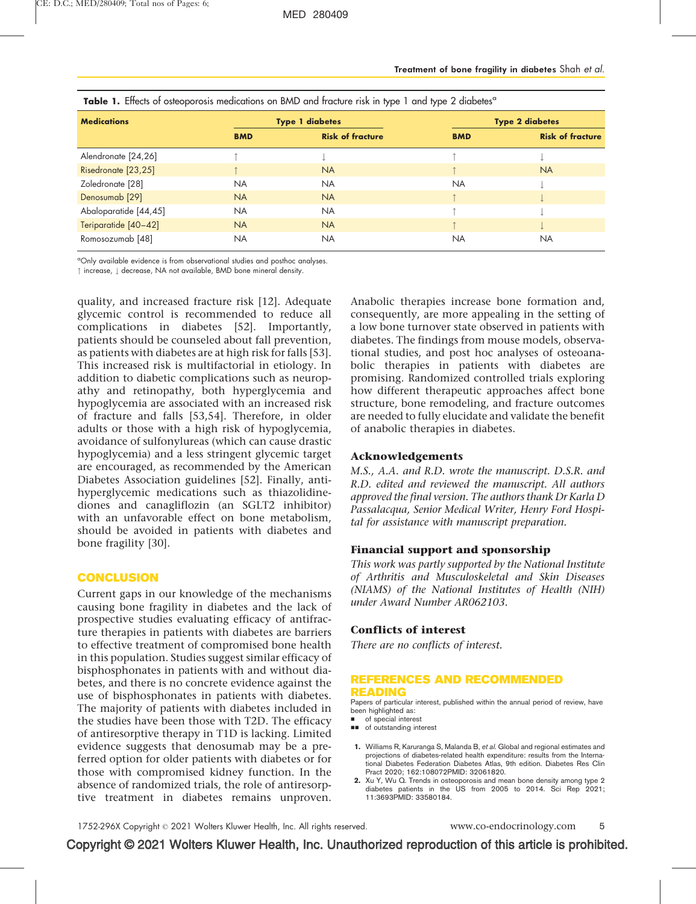**Table 1.** Effects of osteoporosis medications on BMD and fracture risk in type 1 and type 2 diabetes[a]

| Medications | Type 1 diabetes | | Type 2 diabetes | |
|---|---|---|---|---|
| | BMD | Risk of fracture | BMD | Risk of fracture |
| Alendronate [24,26] | ↑ | ↓ | ↑ | ↓ |
| Risedronate [23,25] | ↑ | NA | ↑ | NA |
| Zoledronate [28] | NA | NA | NA | ↓ |
| Denosumab [29] | NA | NA | ↑ | ↓ |
| Abaloparatide [44,45] | NA | NA | ↑ | ↓ |
| Teriparatide [40–42] | NA | NA | ↑ | ↓ |
| Romosozumab [48] | NA | NA | NA | NA |

[a]Only available evidence is from observational studies and posthoc analyses.
↑ increase, ↓ decrease, NA not available, BMD bone mineral density.

quality, and increased fracture risk [12]. Adequate glycemic control is recommended to reduce all complications in diabetes [52]. Importantly, patients should be counseled about fall prevention, as patients with diabetes are at high risk for falls [53]. This increased risk is multifactorial in etiology. In addition to diabetic complications such as neuropathy and retinopathy, both hyperglycemia and hypoglycemia are associated with an increased risk of fracture and falls [53,54]. Therefore, in older adults or those with a high risk of hypoglycemia, avoidance of sulfonylureas (which can cause drastic hypoglycemia) and a less stringent glycemic target are encouraged, as recommended by the American Diabetes Association guidelines [52]. Finally, antihyperglycemic medications such as thiazolidinediones and canagliflozin (an SGLT2 inhibitor) with an unfavorable effect on bone metabolism, should be avoided in patients with diabetes and bone fragility [30].

## CONCLUSION

Current gaps in our knowledge of the mechanisms causing bone fragility in diabetes and the lack of prospective studies evaluating efficacy of antifracture therapies in patients with diabetes are barriers to effective treatment of compromised bone health in this population. Studies suggest similar efficacy of bisphosphonates in patients with and without diabetes, and there is no concrete evidence against the use of bisphosphonates in patients with diabetes. The majority of patients with diabetes included in the studies have been those with T2D. The efficacy of antiresorptive therapy in T1D is lacking. Limited evidence suggests that denosumab may be a preferred option for older patients with diabetes or for those with compromised kidney function. In the absence of randomized trials, the role of antiresorptive treatment in diabetes remains unproven. Anabolic therapies increase bone formation and, consequently, are more appealing in the setting of a low bone turnover state observed in patients with diabetes. The findings from mouse models, observational studies, and post hoc analyses of osteoanabolic therapies in patients with diabetes are promising. Randomized controlled trials exploring how different therapeutic approaches affect bone structure, bone remodeling, and fracture outcomes are needed to fully elucidate and validate the benefit of anabolic therapies in diabetes.

### Acknowledgements

*M.S., A.A. and R.D. wrote the manuscript. D.S.R. and R.D. edited and reviewed the manuscript. All authors approved the final version. The authors thank Dr Karla D Passalacqua, Senior Medical Writer, Henry Ford Hospital for assistance with manuscript preparation.*

### Financial support and sponsorship

*This work was partly supported by the National Institute of Arthritis and Musculoskeletal and Skin Diseases (NIAMS) of the National Institutes of Health (NIH) under Award Number AR062103.*

### Conflicts of interest

*There are no conflicts of interest.*

## REFERENCES AND RECOMMENDED READING

Papers of particular interest, published within the annual period of review, have been highlighted as:
- ■ of special interest
- ■■ of outstanding interest

1. Williams R, Karuranga S, Malanda B, *et al.* Global and regional estimates and projections of diabetes-related health expenditure: results from the International Diabetes Federation Diabetes Atlas, 9th edition. Diabetes Res Clin Pract 2020; 162:108072PMID: 32061820.
2. Xu Y, Wu Q. Trends in osteoporosis and mean bone density among type 2 diabetes patients in the US from 2005 to 2014. Sci Rep 2021; 11:3693PMID: 33580184.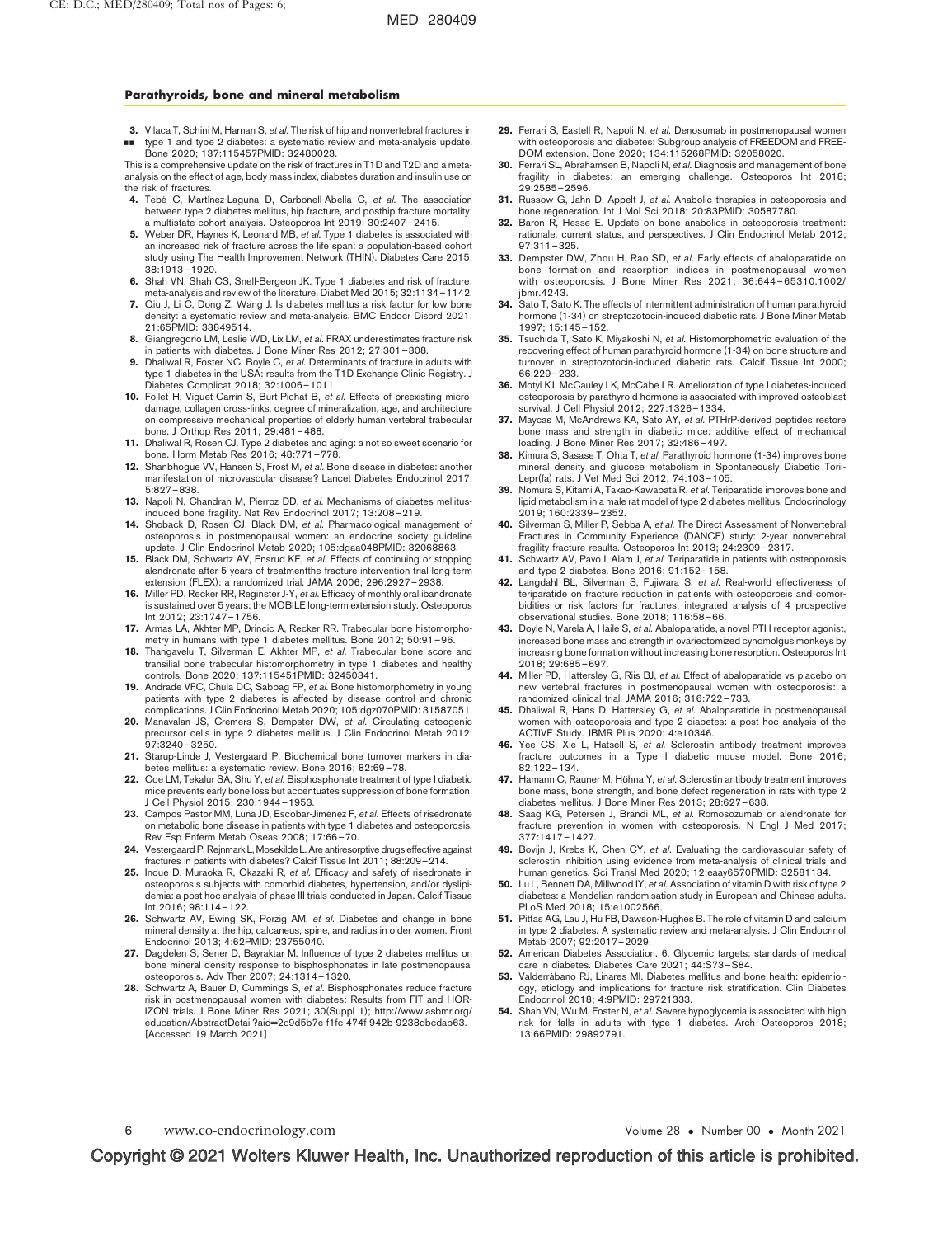3. Vilaca T, Schini M, Harnan S, *et al.* The risk of hip and nonvertebral fractures in ■■ type 1 and type 2 diabetes: a systematic review and meta-analysis update. Bone 2020; 137:115457PMID: 32480023.

This is a comprehensive update on the risk of fractures in T1D and T2D and a meta-analysis on the effect of age, body mass index, diabetes duration and insulin use on the risk of fractures.

4. Tebé C, Martinez-Laguna D, Carbonell-Abella C, *et al.* The association between type 2 diabetes mellitus, hip fracture, and posthip fracture mortality: a multistate cohort analysis. Osteoporos Int 2019; 30:2407–2415.
5. Weber DR, Haynes K, Leonard MB, *et al.* Type 1 diabetes is associated with an increased risk of fracture across the life span: a population-based cohort study using The Health Improvement Network (THIN). Diabetes Care 2015; 38:1913–1920.
6. Shah VN, Shah CS, Snell-Bergeon JK. Type 1 diabetes and risk of fracture: meta-analysis and review of the literature. Diabet Med 2015; 32:1134–1142.
7. Qiu J, Li C, Dong Z, Wang J. Is diabetes mellitus a risk factor for low bone density: a systematic review and meta-analysis. BMC Endocr Disord 2021; 21:65PMID: 33849514.
8. Giangregorio LM, Leslie WD, Lix LM, *et al.* FRAX underestimates fracture risk in patients with diabetes. J Bone Miner Res 2012; 27:301–308.
9. Dhaliwal R, Foster NC, Boyle C, *et al.* Determinants of fracture in adults with type 1 diabetes in the USA: results from the T1D Exchange Clinic Registry. J Diabetes Complicat 2018; 32:1006–1011.
10. Follet H, Viguet-Carrin S, Burt-Pichat B, *et al.* Effects of preexisting microdamage, collagen cross-links, degree of mineralization, age, and architecture on compressive mechanical properties of elderly human vertebral trabecular bone. J Orthop Res 2011; 29:481–488.
11. Dhaliwal R, Rosen CJ. Type 2 diabetes and aging: a not so sweet scenario for bone. Horm Metab Res 2016; 48:771–778.
12. Shanbhogue VV, Hansen S, Frost M, *et al.* Bone disease in diabetes: another manifestation of microvascular disease? Lancet Diabetes Endocrinol 2017; 5:827–838.
13. Napoli N, Chandran M, Pierroz DD, *et al.* Mechanisms of diabetes mellitus-induced bone fragility. Nat Rev Endocrinol 2017; 13:208–219.
14. Shoback D, Rosen CJ, Black DM, *et al.* Pharmacological management of osteoporosis in postmenopausal women: an endocrine society guideline update. J Clin Endocrinol Metab 2020; 105:dgaa048PMID: 32068863.
15. Black DM, Schwartz AV, Ensrud KE, *et al.* Effects of continuing or stopping alendronate after 5 years of treatmentthe fracture intervention trial long-term extension (FLEX): a randomized trial. JAMA 2006; 296:2927–2938.
16. Miller PD, Recker RR, Reginster J-Y, *et al.* Efficacy of monthly oral ibandronate is sustained over 5 years: the MOBILE long-term extension study. Osteoporos Int 2012; 23:1747–1756.
17. Armas LA, Akhter MP, Drincic A, Recker RR. Trabecular bone histomorphometry in humans with type 1 diabetes mellitus. Bone 2012; 50:91–96.
18. Thangavelu T, Silverman E, Akhter MP, *et al.* Trabecular bone score and transilial bone trabecular histomorphometry in type 1 diabetes and healthy controls. Bone 2020; 137:115451PMID: 32450341.
19. Andrade VFC, Chula DC, Sabbag FP, *et al.* Bone histomorphometry in young patients with type 2 diabetes is affected by disease control and chronic complications. J Clin Endocrinol Metab 2020; 105:dgz070PMID: 31587051.
20. Manavalan JS, Cremers S, Dempster DW, *et al.* Circulating osteogenic precursor cells in type 2 diabetes mellitus. J Clin Endocrinol Metab 2012; 97:3240–3250.
21. Starup-Linde J, Vestergaard P. Biochemical bone turnover markers in diabetes mellitus: a systematic review. Bone 2016; 82:69–78.
22. Coe LM, Tekalur SA, Shu Y, *et al.* Bisphosphonate treatment of type I diabetic mice prevents early bone loss but accentuates suppression of bone formation. J Cell Physiol 2015; 230:1944–1953.
23. Campos Pastor MM, Luna JD, Escobar-Jiménez F, *et al.* Effects of risedronate on metabolic bone disease in patients with type 1 diabetes and osteoporosis. Rev Esp Enferm Metab Oseas 2008; 17:66–70.
24. Vestergaard P, Rejnmark L, Mosekilde L. Are antiresorptive drugs effective against fractures in patients with diabetes? Calcif Tissue Int 2011; 88:209–214.
25. Inoue D, Muraoka R, Okazaki R, *et al.* Efficacy and safety of risedronate in osteoporosis subjects with comorbid diabetes, hypertension, and/or dyslipidemia: a post hoc analysis of phase III trials conducted in Japan. Calcif Tissue Int 2016; 98:114–122.
26. Schwartz AV, Ewing SK, Porzig AM, *et al.* Diabetes and change in bone mineral density at the hip, calcaneus, spine, and radius in older women. Front Endocrinol 2013; 4:62PMID: 23755040.
27. Dagdelen S, Sener D, Bayraktar M. Influence of type 2 diabetes mellitus on bone mineral density response to bisphosphonates in late postmenopausal osteoporosis. Adv Ther 2007; 24:1314–1320.
28. Schwartz A, Bauer D, Cummings S, *et al.* Bisphosphonates reduce fracture risk in postmenopausal women with diabetes: Results from FIT and HORIZON trials. J Bone Miner Res 2021; 30(Suppl 1); http://www.asbmr.org/education/AbstractDetail?aid=2c9d5b7e-f1fc-474f-942b-9238dbcdab63. [Accessed 19 March 2021]
29. Ferrari S, Eastell R, Napoli N, *et al.* Denosumab in postmenopausal women with osteoporosis and diabetes: Subgroup analysis of FREEDOM and FREEDOM extension. Bone 2020; 134:115268PMID: 32058020.
30. Ferrari SL, Abrahamsen B, Napoli N, *et al.* Diagnosis and management of bone fragility in diabetes: an emerging challenge. Osteoporos Int 2018; 29:2585–2596.
31. Russow G, Jahn D, Appelt J, *et al.* Anabolic therapies in osteoporosis and bone regeneration. Int J Mol Sci 2018; 20:83PMID: 30587780.
32. Baron R, Hesse E. Update on bone anabolics in osteoporosis treatment: rationale, current status, and perspectives. J Clin Endocrinol Metab 2012; 97:311–325.
33. Dempster DW, Zhou H, Rao SD, *et al.* Early effects of abaloparatide on bone formation and resorption indices in postmenopausal women with osteoporosis. J Bone Miner Res 2021; 36:644–65310.1002/jbmr.4243.
34. Sato T, Sato K. The effects of intermittent administration of human parathyroid hormone (1-34) on streptozotocin-induced diabetic rats. J Bone Miner Metab 1997; 15:145–152.
35. Tsuchida T, Sato K, Miyakoshi N, *et al.* Histomorphometric evaluation of the recovering effect of human parathyroid hormone (1-34) on bone structure and turnover in streptozotocin-induced diabetic rats. Calcif Tissue Int 2000; 66:229–233.
36. Motyl KJ, McCauley LK, McCabe LR. Amelioration of type I diabetes-induced osteoporosis by parathyroid hormone is associated with improved osteoblast survival. J Cell Physiol 2012; 227:1326–1334.
37. Maycas M, McAndrews KA, Sato AY, *et al.* PTHrP-derived peptides restore bone mass and strength in diabetic mice: additive effect of mechanical loading. J Bone Miner Res 2017; 32:486–497.
38. Kimura S, Sasase T, Ohta T, *et al.* Parathyroid hormone (1-34) improves bone mineral density and glucose metabolism in Spontaneously Diabetic Torii-Lepr(fa) rats. J Vet Med Sci 2012; 74:103–105.
39. Nomura S, Kitami A, Takao-Kawabata R, *et al.* Teriparatide improves bone and lipid metabolism in a male rat model of type 2 diabetes mellitus. Endocrinology 2019; 160:2339–2352.
40. Silverman S, Miller P, Sebba A, *et al.* The Direct Assessment of Nonvertebral Fractures in Community Experience (DANCE) study: 2-year nonvertebral fragility fracture results. Osteoporos Int 2013; 24:2309–2317.
41. Schwartz AV, Pavo I, Alam J, *et al.* Teriparatide in patients with osteoporosis and type 2 diabetes. Bone 2016; 91:152–158.
42. Langdahl BL, Silverman S, Fujiwara S, *et al.* Real-world effectiveness of teriparatide on fracture reduction in patients with osteoporosis and comorbidities or risk factors for fractures: integrated analysis of 4 prospective observational studies. Bone 2018; 116:58–66.
43. Doyle N, Varela A, Haile S, *et al.* Abaloparatide, a novel PTH receptor agonist, increased bone mass and strength in ovariectomized cynomolgus monkeys by increasing bone formation without increasing bone resorption. Osteoporos Int 2018; 29:685–697.
44. Miller PD, Hattersley G, Riis BJ, *et al.* Effect of abaloparatide vs placebo on new vertebral fractures in postmenopausal women with osteoporosis: a randomized clinical trial. JAMA 2016; 316:722–733.
45. Dhaliwal R, Hans D, Hattersley G, *et al.* Abaloparatide in postmenopausal women with osteoporosis and type 2 diabetes: a post hoc analysis of the ACTIVE Study. JBMR Plus 2020; 4:e10346.
46. Yee CS, Xie L, Hatsell S, *et al.* Sclerostin antibody treatment improves fracture outcomes in a Type I diabetic mouse model. Bone 2016; 82:122–134.
47. Hamann C, Rauner M, Höhna Y, *et al.* Sclerostin antibody treatment improves bone mass, bone strength, and bone defect regeneration in rats with type 2 diabetes mellitus. J Bone Miner Res 2013; 28:627–638.
48. Saag KG, Petersen J, Brandi ML, *et al.* Romosozumab or alendronate for fracture prevention in women with osteoporosis. N Engl J Med 2017; 377:1417–1427.
49. Bovijn J, Krebs K, Chen CY, *et al.* Evaluating the cardiovascular safety of sclerostin inhibition using evidence from meta-analysis of clinical trials and human genetics. Sci Transl Med 2020; 12:eaay6570PMID: 32581134.
50. Lu L, Bennett DA, Millwood IY, *et al.* Association of vitamin D with risk of type 2 diabetes: a Mendelian randomisation study in European and Chinese adults. PLoS Med 2018; 15:e1002566.
51. Pittas AG, Lau J, Hu FB, Dawson-Hughes B. The role of vitamin D and calcium in type 2 diabetes. A systematic review and meta-analysis. J Clin Endocrinol Metab 2007; 92:2017–2029.
52. American Diabetes Association. 6. Glycemic targets: standards of medical care in diabetes. Diabetes Care 2021; 44:S73–S84.
53. Valderrábano RJ, Linares MI. Diabetes mellitus and bone health: epidemiology, etiology and implications for fracture risk stratification. Clin Diabetes Endocrinol 2018; 4:9PMID: 29721333.
54. Shah VN, Wu M, Foster N, *et al.* Severe hypoglycemia is associated with high risk for falls in adults with type 1 diabetes. Arch Osteoporos 2018; 13:66PMID: 29892791.

Copyright © 2021 Wolters Kluwer Health, Inc. Unauthorized reproduction of this article is prohibited.